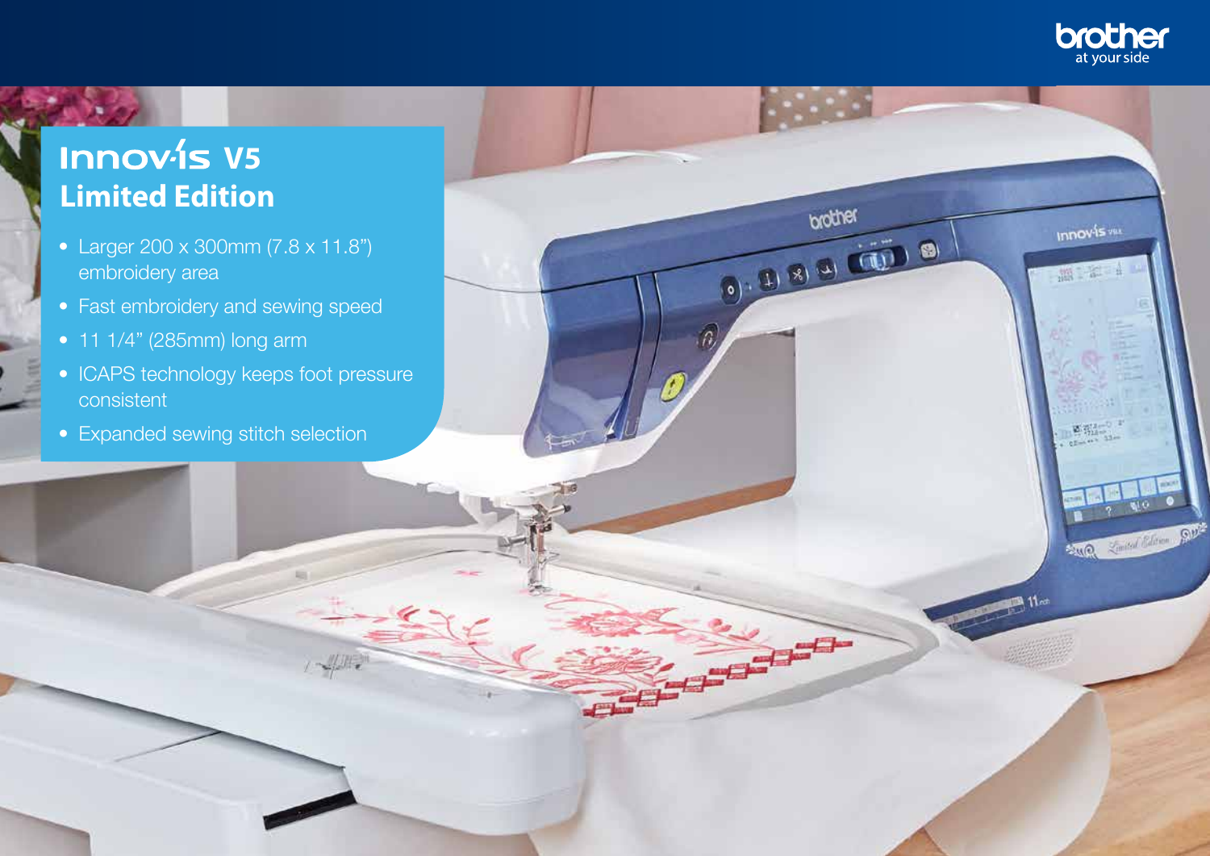# Innov-is V5

## Limited Edition

- Larger 200 x 300mm (7.8 x 11.8") embroidery area
- Fast embroidery and sewing speed
- 11 1/4" (285mm) long arm
- ICAPS technology keeps foot pressure consistent
- Expanded sewing stitch selection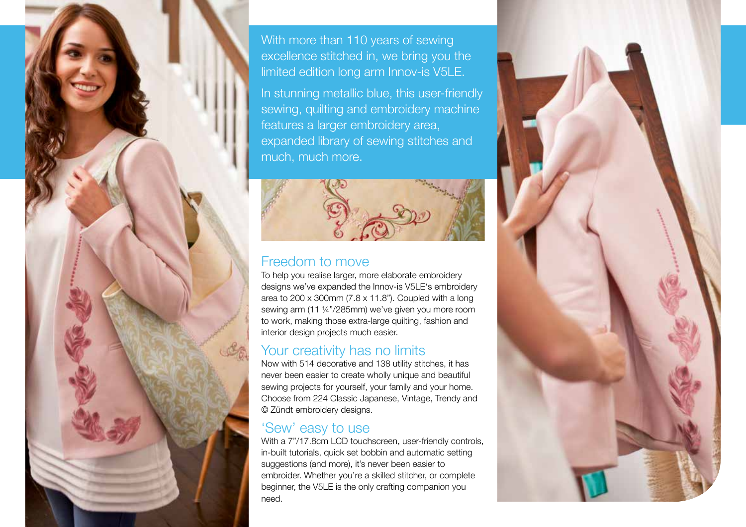With more than 110 years of sewing excellence stitched in, we bring you the limited edition long arm Innov-is V5LE.

In stunning metallic blue, this user-friendly sewing, quilting and embroidery machine features a larger embroidery area, expanded library of sewing stitches and much, much more.

## Freedom to move

To help you realise larger, more elaborate embroidery designs we've expanded the Innov-is V5LE's embroidery area to 200 x 300mm (7.8 x 11.8"). Coupled with a long sewing arm (11 ¼"/285mm) we've given you more room to work, making those extra-large quilting, fashion and interior design projects much easier.

## Your creativity has no limits

Now with 514 decorative and 138 utility stitches, it has never been easier to create wholly unique and beautiful sewing projects for yourself, your family and your home. Choose from 224 Classic Japanese, Vintage, Trendy and © Zündt embroidery designs.

## 'Sew' easy to use

With a 7"/17.8cm LCD touchscreen, user-friendly controls, in-built tutorials, quick set bobbin and automatic setting suggestions (and more), it's never been easier to embroider. Whether you're a skilled stitcher, or complete beginner, the V5LE is the only crafting companion you need.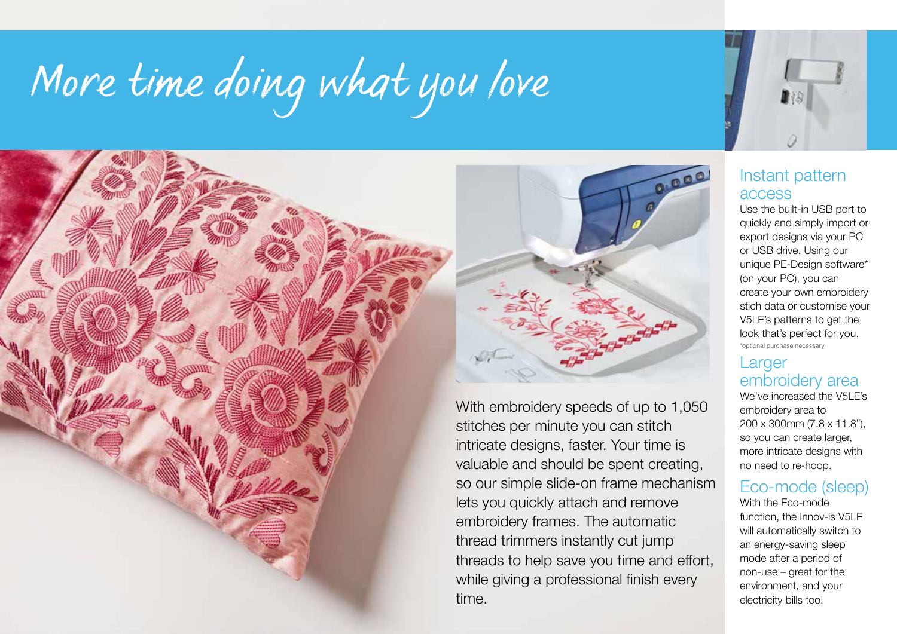# More time doing what you love

With embroidery speeds of up to 1,050 stitches per minute you can stitch intricate designs, faster. Your time is valuable and should be spent creating, so our simple slide-on frame mechanism lets you quickly attach and remove embroidery frames. The automatic thread trimmers instantly cut jump threads to help save you time and effort, while giving a professional finish every time.

## Instant pattern access

Use the built-in USB port to quickly and simply import or export designs via your PC or USB drive. Using our unique PE-Design software* (on your PC), you can create your own embroidery stich data or customise your V5LE's patterns to get the look that's perfect for you.

*optional purchase necessary

## Larger embroidery area

We've increased the V5LE's embroidery area to 200 x 300mm (7.8 x 11.8"), so you can create larger, more intricate designs with no need to re-hoop.

## Eco-mode (sleep)

With the Eco-mode function, the Innov-is V5LE will automatically switch to an energy-saving sleep mode after a period of non-use – great for the environment, and your electricity bills too!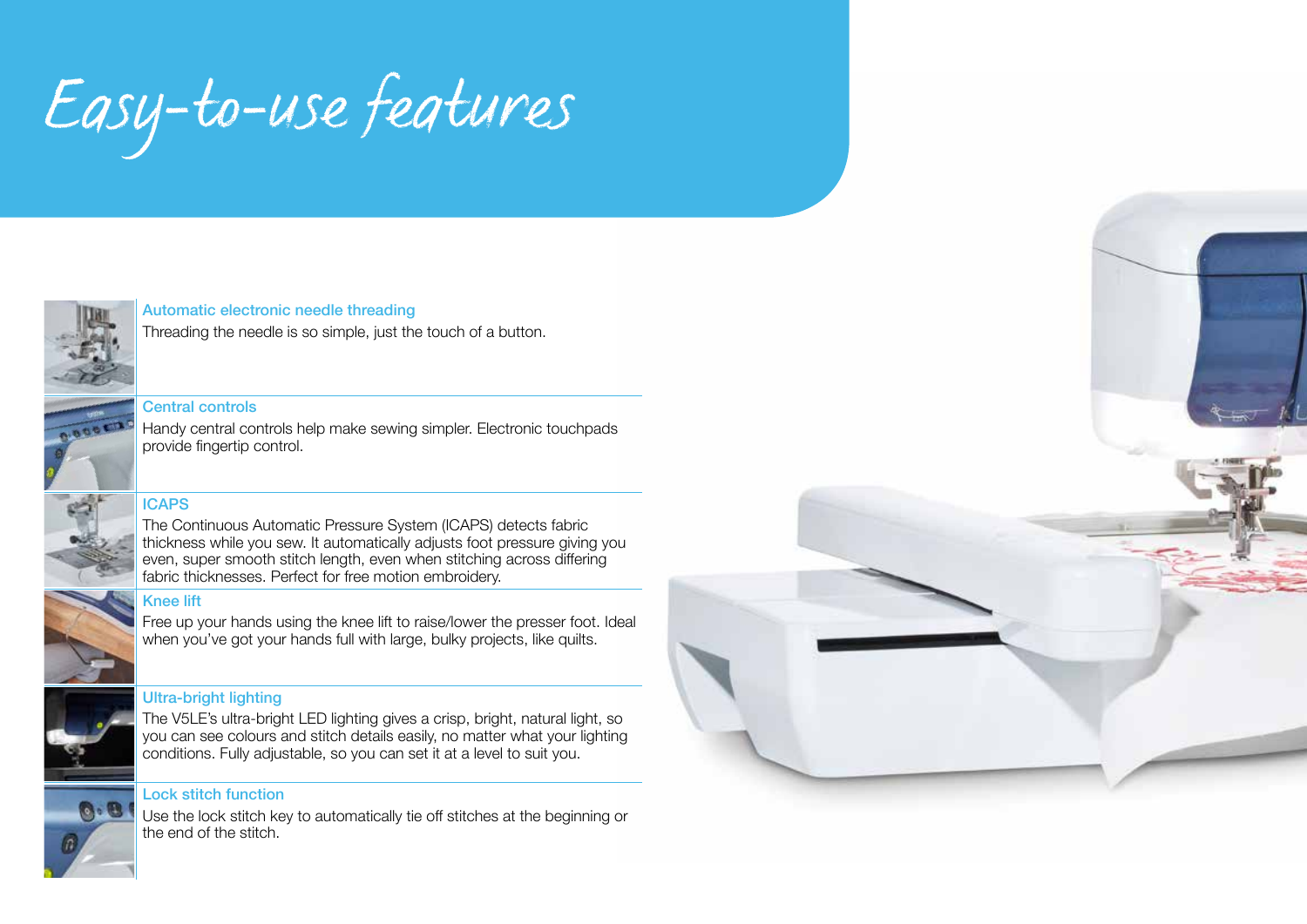# Easy-to-use features

### Automatic electronic needle threading

Threading the needle is so simple, just the touch of a button.

### Central controls

Handy central controls help make sewing simpler. Electronic touchpads provide fingertip control.

### ICAPS

The Continuous Automatic Pressure System (ICAPS) detects fabric thickness while you sew. It automatically adjusts foot pressure giving you even, super smooth stitch length, even when stitching across differing fabric thicknesses. Perfect for free motion embroidery.

### Knee lift

Free up your hands using the knee lift to raise/lower the presser foot. Ideal when you've got your hands full with large, bulky projects, like quilts.

### Ultra-bright lighting

The V5LE's ultra-bright LED lighting gives a crisp, bright, natural light, so you can see colours and stitch details easily, no matter what your lighting conditions. Fully adjustable, so you can set it at a level to suit you.

### Lock stitch function

Use the lock stitch key to automatically tie off stitches at the beginning or the end of the stitch.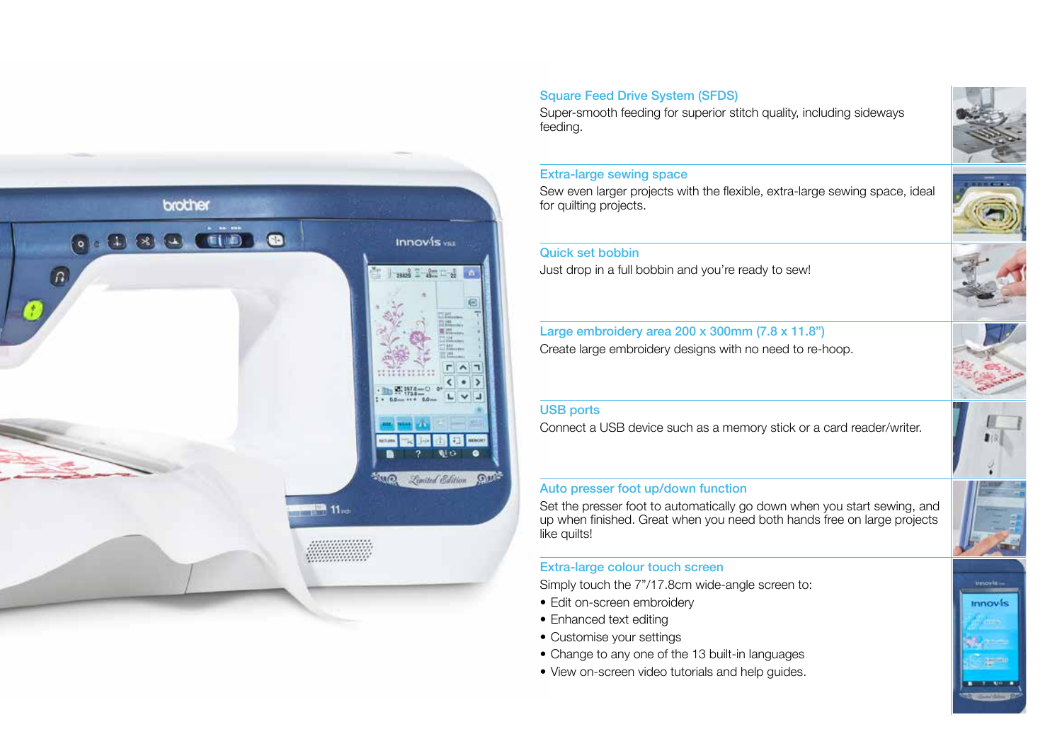## Square Feed Drive System (SFDS)

Super-smooth feeding for superior stitch quality, including sideways feeding.

## Extra-large sewing space

Sew even larger projects with the flexible, extra-large sewing space, ideal for quilting projects.

## Quick set bobbin

Just drop in a full bobbin and you're ready to sew!

## Large embroidery area 200 x 300mm (7.8 x 11.8")

Create large embroidery designs with no need to re-hoop.

## USB ports

Connect a USB device such as a memory stick or a card reader/writer.

## Auto presser foot up/down function

Set the presser foot to automatically go down when you start sewing, and up when finished. Great when you need both hands free on large projects like quilts!

## Extra-large colour touch screen

Simply touch the 7"/17.8cm wide-angle screen to:

- Edit on-screen embroidery
- Enhanced text editing
- Customise your settings
- Change to any one of the 13 built-in languages
- View on-screen video tutorials and help guides.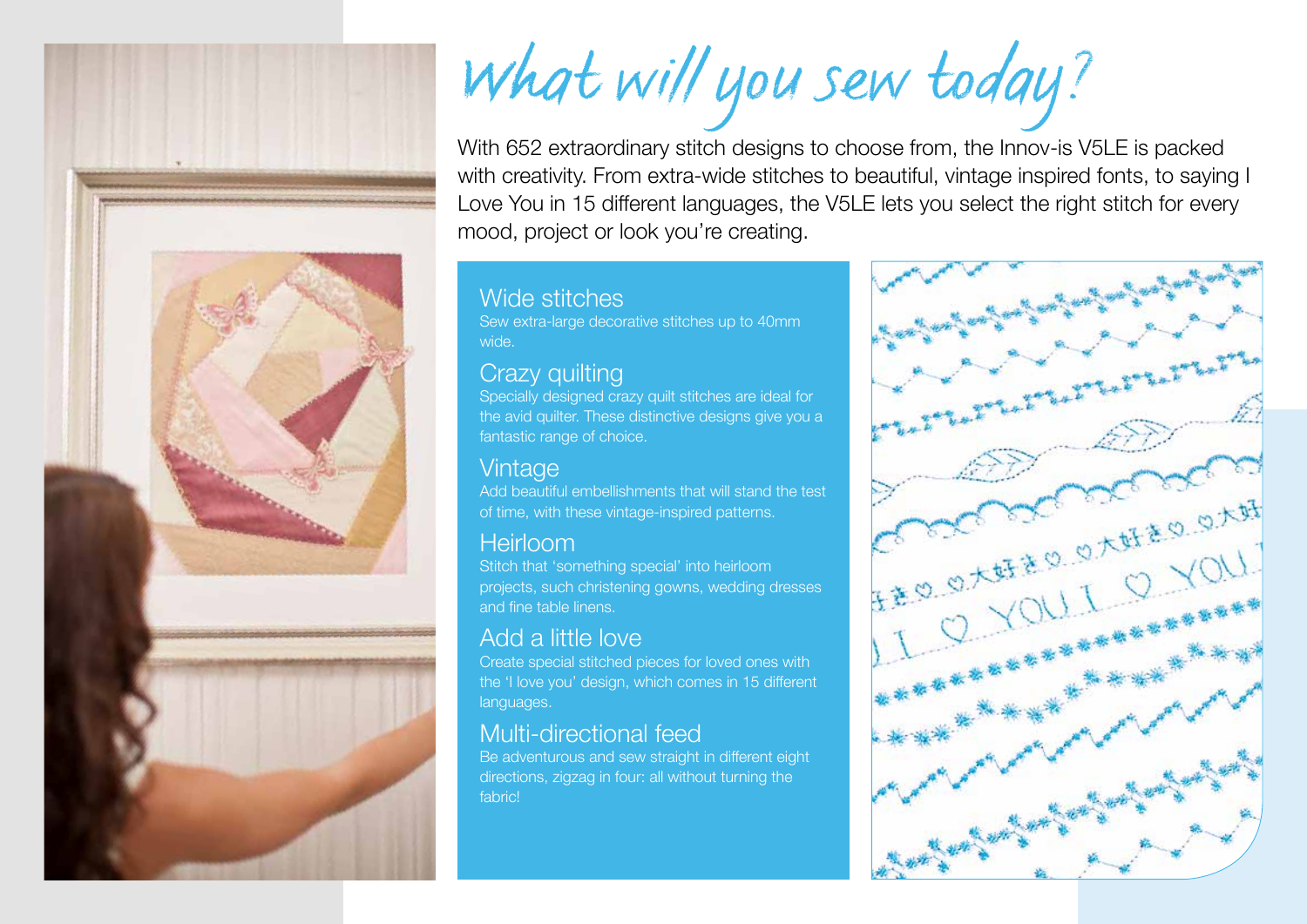# What will you sew today?

With 652 extraordinary stitch designs to choose from, the Innov-is V5LE is packed with creativity. From extra-wide stitches to beautiful, vintage inspired fonts, to saying I Love You in 15 different languages, the V5LE lets you select the right stitch for every mood, project or look you're creating.

## Wide stitches

Sew extra-large decorative stitches up to 40mm wide.

## Crazy quilting

Specially designed crazy quilt stitches are ideal for the avid quilter. These distinctive designs give you a fantastic range of choice.

## Vintage

Add beautiful embellishments that will stand the test of time, with these vintage-inspired patterns.

## Heirloom

Stitch that 'something special' into heirloom projects, such christening gowns, wedding dresses and fine table linens.

## Add a little love

Create special stitched pieces for loved ones with the 'I love you' design, which comes in 15 different languages.

## Multi-directional feed

Be adventurous and sew straight in different eight directions, zigzag in four: all without turning the fabric!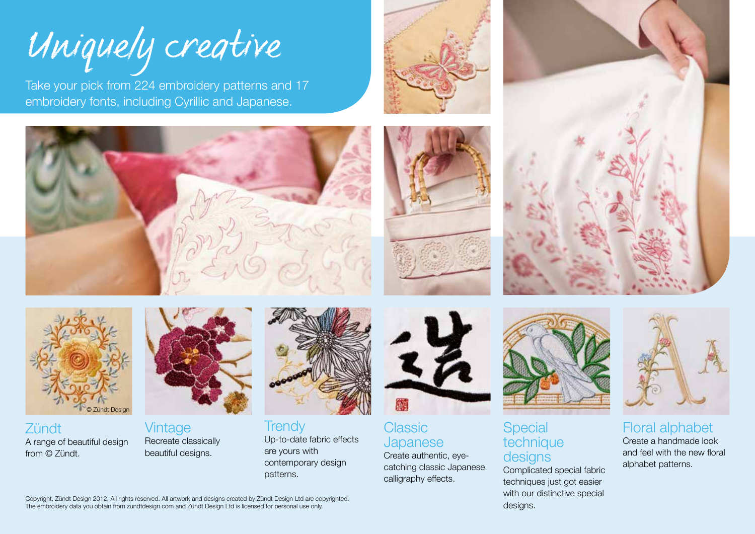# Uniquely creative

Take your pick from 224 embroidery patterns and 17 embroidery fonts, including Cyrillic and Japanese.

© Zündt Design

## Zündt

A range of beautiful design from © Zündt.

## Vintage

Recreate classically beautiful designs.

## Trendy

Up-to-date fabric effects are yours with contemporary design patterns.

## Classic Japanese

Create authentic, eye-catching classic Japanese calligraphy effects.

## Special technique designs

Complicated special fabric techniques just got easier with our distinctive special designs.

## Floral alphabet

Create a handmade look and feel with the new floral alphabet patterns.

Copyright, Zündt Design 2012, All rights reserved. All artwork and designs created by Zündt Design Ltd are copyrighted.
The embroidery data you obtain from zundtdesign.com and Zündt Design Ltd is licensed for personal use only.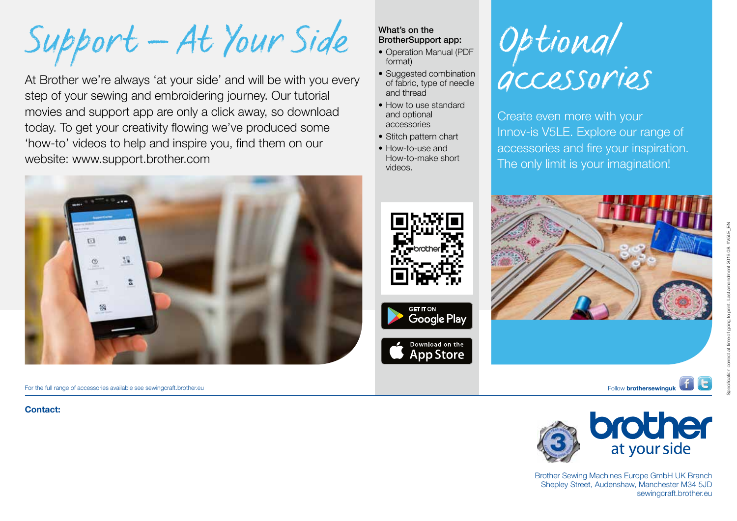# Support – At Your Side

At Brother we're always 'at your side' and will be with you every step of your sewing and embroidering journey. Our tutorial movies and support app are only a click away, so download today. To get your creativity flowing we've produced some 'how-to' videos to help and inspire you, find them on our website: www.support.brother.com

**What's on the BrotherSupport app:**

- Operation Manual (PDF format)
- Suggested combination of fabric, type of needle and thread
- How to use standard and optional accessories
- Stitch pattern chart
- How-to-use and How-to-make short videos.

GET IT ON Google Play

Download on the App Store

# Optional accessories

Create even more with your Innov-is V5LE. Explore our range of accessories and fire your inspiration. The only limit is your imagination!

For the full range of accessories available see sewingcraft.brother.eu

Follow **brothersewinguk**

Specification correct at time of going to print. Last amendment 2019.08. #V5LE_EN

**Contact:**

brother at your side

Brother Sewing Machines Europe GmbH UK Branch
Shepley Street, Audenshaw, Manchester M34 5JD
sewingcraft.brother.eu